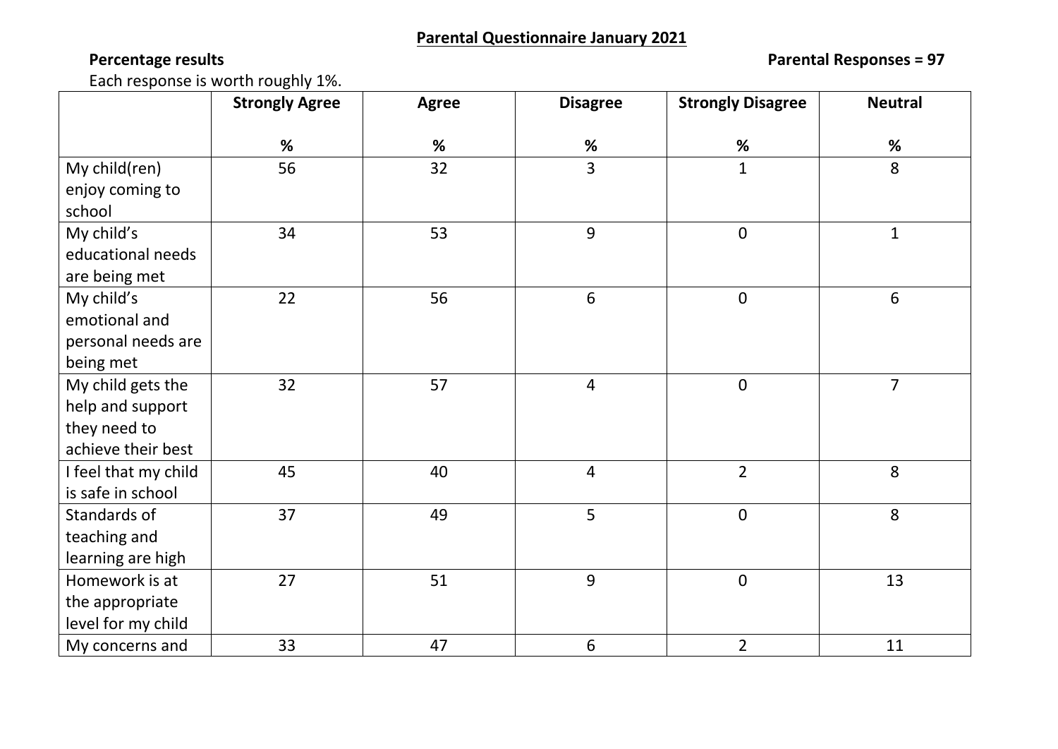**Parental Questionnaire January 2021**

**Percentage results** **Parental Responses = 97**

Each response is worth roughly 1%.

| | Strongly Agree<br><br>% | Agree<br><br>% | Disagree<br><br>% | Strongly Disagree<br><br>% | Neutral<br><br>% |
|---|---|---|---|---|---|
| My child(ren) enjoy coming to school | 56 | 32 | 3 | 1 | 8 |
| My child's educational needs are being met | 34 | 53 | 9 | 0 | 1 |
| My child's emotional and personal needs are being met | 22 | 56 | 6 | 0 | 6 |
| My child gets the help and support they need to achieve their best | 32 | 57 | 4 | 0 | 7 |
| I feel that my child is safe in school | 45 | 40 | 4 | 2 | 8 |
| Standards of teaching and learning are high | 37 | 49 | 5 | 0 | 8 |
| Homework is at the appropriate level for my child | 27 | 51 | 9 | 0 | 13 |
| My concerns and | 33 | 47 | 6 | 2 | 11 |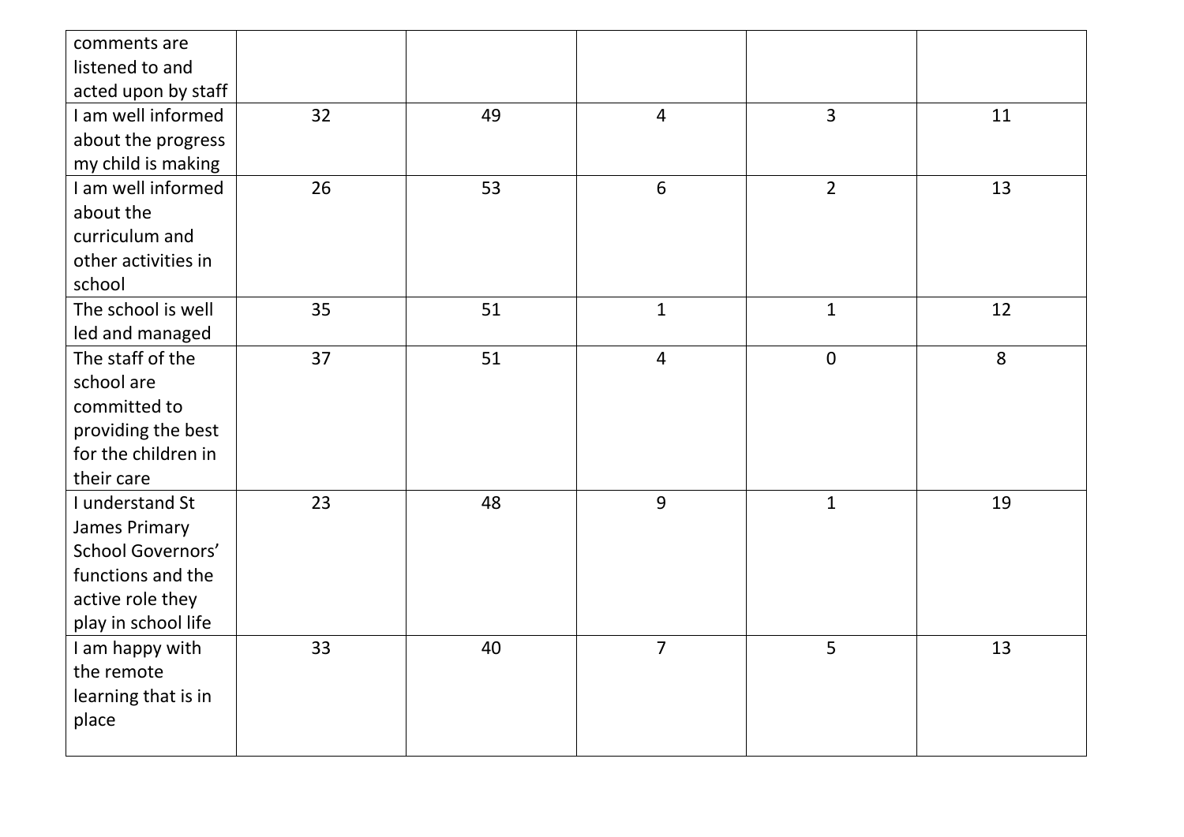| | | | | | |
|---|---|---|---|---|---|
| comments are listened to and acted upon by staff | | | | | |
| I am well informed about the progress my child is making | 32 | 49 | 4 | 3 | 11 |
| I am well informed about the curriculum and other activities in school | 26 | 53 | 6 | 2 | 13 |
| The school is well led and managed | 35 | 51 | 1 | 1 | 12 |
| The staff of the school are committed to providing the best for the children in their care | 37 | 51 | 4 | 0 | 8 |
| I understand St James Primary School Governors' functions and the active role they play in school life | 23 | 48 | 9 | 1 | 19 |
| I am happy with the remote learning that is in place | 33 | 40 | 7 | 5 | 13 |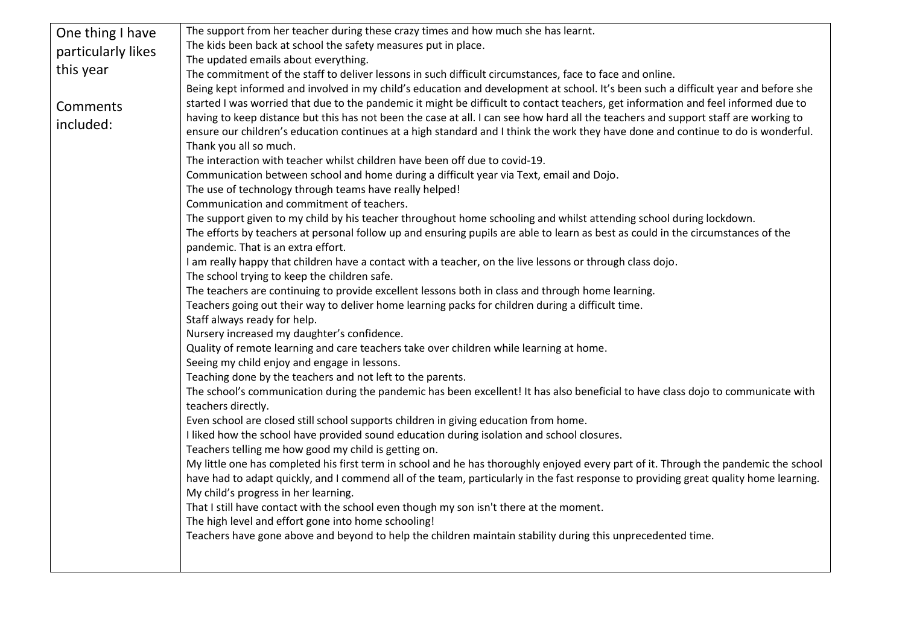| One thing I have particularly likes this year<br><br>Comments included: | The support from her teacher during these crazy times and how much she has learnt.<br>The kids been back at school the safety measures put in place.<br>The updated emails about everything.<br>The commitment of the staff to deliver lessons in such difficult circumstances, face to face and online.<br>Being kept informed and involved in my child's education and development at school. It's been such a difficult year and before she started I was worried that due to the pandemic it might be difficult to contact teachers, get information and feel informed due to having to keep distance but this has not been the case at all. I can see how hard all the teachers and support staff are working to ensure our children's education continues at a high standard and I think the work they have done and continue to do is wonderful. Thank you all so much.<br>The interaction with teacher whilst children have been off due to covid-19.<br>Communication between school and home during a difficult year via Text, email and Dojo.<br>The use of technology through teams have really helped!<br>Communication and commitment of teachers.<br>The support given to my child by his teacher throughout home schooling and whilst attending school during lockdown.<br>The efforts by teachers at personal follow up and ensuring pupils are able to learn as best as could in the circumstances of the pandemic. That is an extra effort.<br>I am really happy that children have a contact with a teacher, on the live lessons or through class dojo.<br>The school trying to keep the children safe.<br>The teachers are continuing to provide excellent lessons both in class and through home learning.<br>Teachers going out their way to deliver home learning packs for children during a difficult time.<br>Staff always ready for help.<br>Nursery increased my daughter's confidence.<br>Quality of remote learning and care teachers take over children while learning at home.<br>Seeing my child enjoy and engage in lessons.<br>Teaching done by the teachers and not left to the parents.<br>The school's communication during the pandemic has been excellent! It has also beneficial to have class dojo to communicate with teachers directly.<br>Even school are closed still school supports children in giving education from home.<br>I liked how the school have provided sound education during isolation and school closures.<br>Teachers telling me how good my child is getting on.<br>My little one has completed his first term in school and he has thoroughly enjoyed every part of it. Through the pandemic the school have had to adapt quickly, and I commend all of the team, particularly in the fast response to providing great quality home learning.<br>My child's progress in her learning.<br>That I still have contact with the school even though my son isn't there at the moment.<br>The high level and effort gone into home schooling!<br>Teachers have gone above and beyond to help the children maintain stability during this unprecedented time. |
|---|---|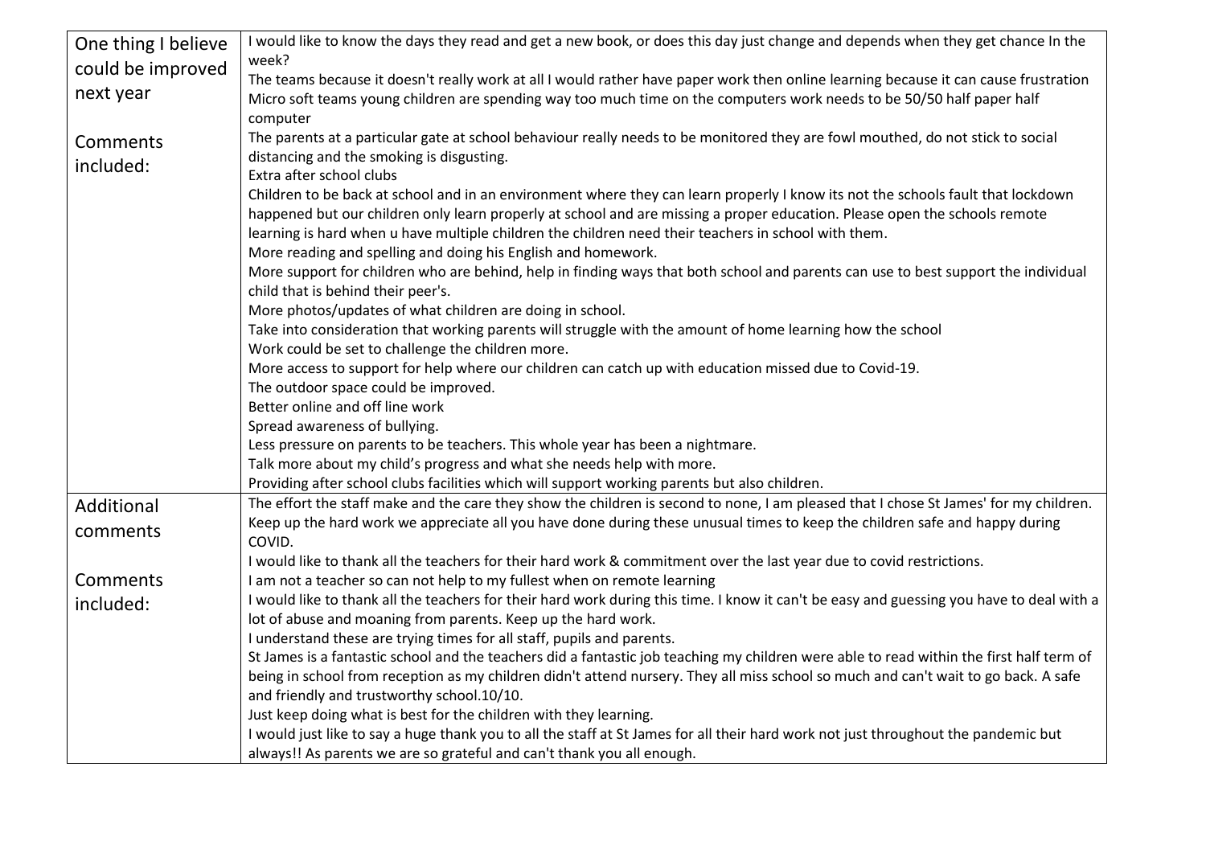| One thing I believe could be improved next year<br><br>Comments included: | I would like to know the days they read and get a new book, or does this day just change and depends when they get chance In the week?<br>The teams because it doesn't really work at all I would rather have paper work then online learning because it can cause frustration<br>Micro soft teams young children are spending way too much time on the computers work needs to be 50/50 half paper half computer<br>The parents at a particular gate at school behaviour really needs to be monitored they are fowl mouthed, do not stick to social distancing and the smoking is disgusting.<br>Extra after school clubs<br>Children to be back at school and in an environment where they can learn properly I know its not the schools fault that lockdown happened but our children only learn properly at school and are missing a proper education. Please open the schools remote learning is hard when u have multiple children the children need their teachers in school with them.<br>More reading and spelling and doing his English and homework.<br>More support for children who are behind, help in finding ways that both school and parents can use to best support the individual child that is behind their peer's.<br>More photos/updates of what children are doing in school.<br>Take into consideration that working parents will struggle with the amount of home learning how the school<br>Work could be set to challenge the children more.<br>More access to support for help where our children can catch up with education missed due to Covid-19.<br>The outdoor space could be improved.<br>Better online and off line work<br>Spread awareness of bullying.<br>Less pressure on parents to be teachers. This whole year has been a nightmare.<br>Talk more about my child's progress and what she needs help with more.<br>Providing after school clubs facilities which will support working parents but also children. |
|---|---|
| Additional comments<br><br>Comments included: | The effort the staff make and the care they show the children is second to none, I am pleased that I chose St James' for my children.<br>Keep up the hard work we appreciate all you have done during these unusual times to keep the children safe and happy during COVID.<br>I would like to thank all the teachers for their hard work & commitment over the last year due to covid restrictions.<br>I am not a teacher so can not help to my fullest when on remote learning<br>I would like to thank all the teachers for their hard work during this time. I know it can't be easy and guessing you have to deal with a lot of abuse and moaning from parents. Keep up the hard work.<br>I understand these are trying times for all staff, pupils and parents.<br>St James is a fantastic school and the teachers did a fantastic job teaching my children were able to read within the first half term of being in school from reception as my children didn't attend nursery. They all miss school so much and can't wait to go back. A safe and friendly and trustworthy school.10/10.<br>Just keep doing what is best for the children with they learning.<br>I would just like to say a huge thank you to all the staff at St James for all their hard work not just throughout the pandemic but always!! As parents we are so grateful and can't thank you all enough. |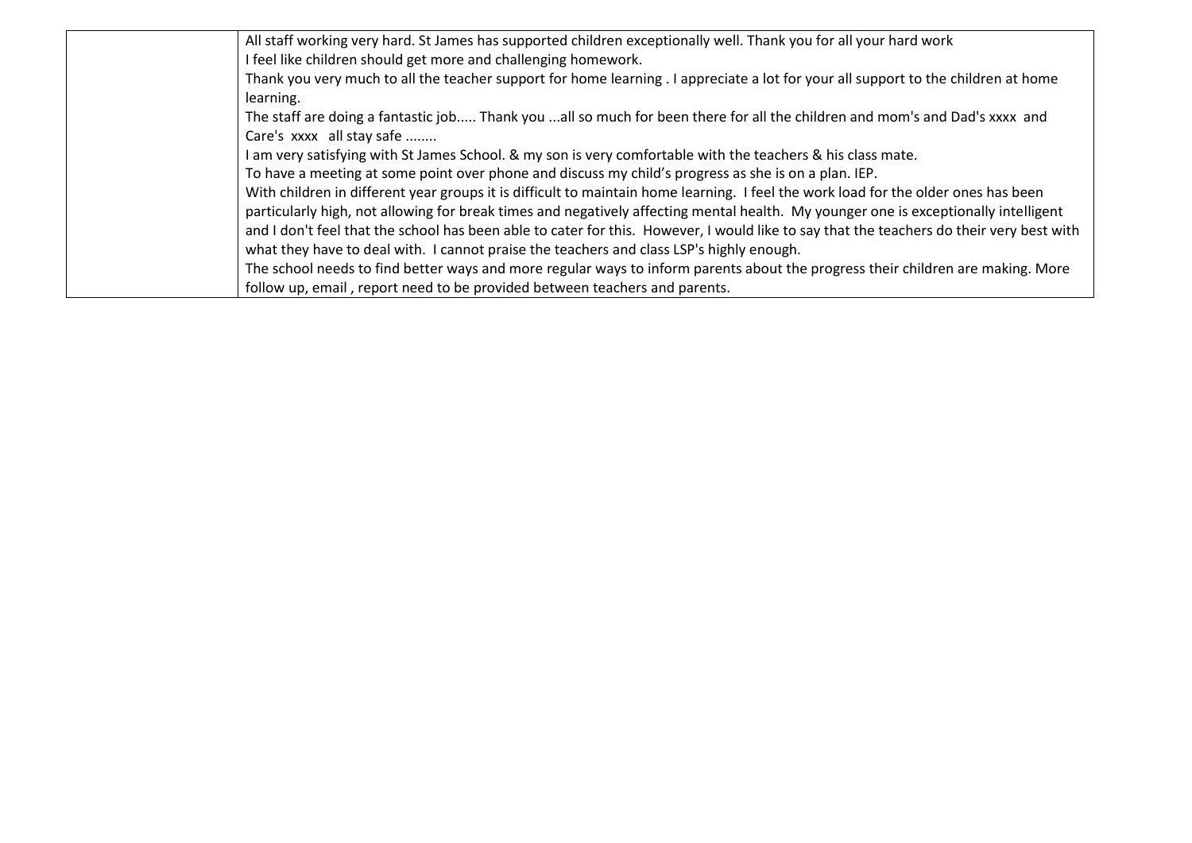| | |
|---|---|
| | All staff working very hard. St James has supported children exceptionally well. Thank you for all your hard work<br>I feel like children should get more and challenging homework.<br>Thank you very much to all the teacher support for home learning . I appreciate a lot for your all support to the children at home learning.<br>The staff are doing a fantastic job..... Thank you ...all so much for been there for all the children and mom's and Dad's xxxx and Care's xxxx all stay safe ........<br>I am very satisfying with St James School. & my son is very comfortable with the teachers & his class mate.<br>To have a meeting at some point over phone and discuss my child's progress as she is on a plan. IEP.<br>With children in different year groups it is difficult to maintain home learning. I feel the work load for the older ones has been particularly high, not allowing for break times and negatively affecting mental health. My younger one is exceptionally intelligent and I don't feel that the school has been able to cater for this. However, I would like to say that the teachers do their very best with what they have to deal with. I cannot praise the teachers and class LSP's highly enough.<br>The school needs to find better ways and more regular ways to inform parents about the progress their children are making. More follow up, email , report need to be provided between teachers and parents. |